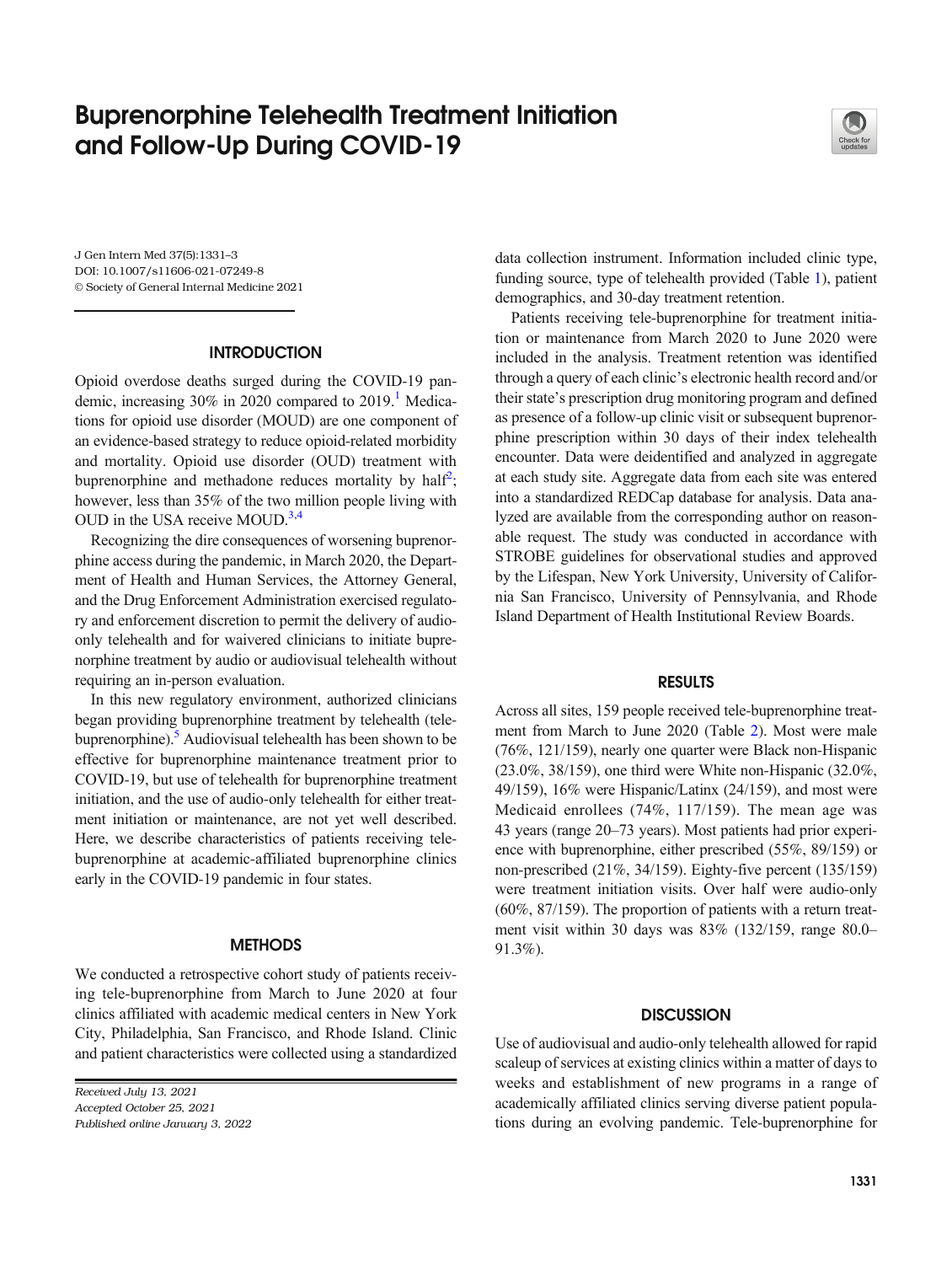# Buprenorphine Telehealth Treatment Initiation and Follow-Up During COVID-19

J Gen Intern Med 37(5):1331–3
DOI: 10.1007/s11606-021-07249-8
© Society of General Internal Medicine 2021

## INTRODUCTION

Opioid overdose deaths surged during the COVID-19 pandemic, increasing 30% in 2020 compared to 2019.[1] Medications for opioid use disorder (MOUD) are one component of an evidence-based strategy to reduce opioid-related morbidity and mortality. Opioid use disorder (OUD) treatment with buprenorphine and methadone reduces mortality by half[2]; however, less than 35% of the two million people living with OUD in the USA receive MOUD.[3,4]

Recognizing the dire consequences of worsening buprenorphine access during the pandemic, in March 2020, the Department of Health and Human Services, the Attorney General, and the Drug Enforcement Administration exercised regulatory and enforcement discretion to permit the delivery of audio-only telehealth and for waivered clinicians to initiate buprenorphine treatment by audio or audiovisual telehealth without requiring an in-person evaluation.

In this new regulatory environment, authorized clinicians began providing buprenorphine treatment by telehealth (tele-buprenorphine).[5] Audiovisual telehealth has been shown to be effective for buprenorphine maintenance treatment prior to COVID-19, but use of telehealth for buprenorphine treatment initiation, and the use of audio-only telehealth for either treatment initiation or maintenance, are not yet well described. Here, we describe characteristics of patients receiving tele-buprenorphine at academic-affiliated buprenorphine clinics early in the COVID-19 pandemic in four states.

## METHODS

We conducted a retrospective cohort study of patients receiving tele-buprenorphine from March to June 2020 at four clinics affiliated with academic medical centers in New York City, Philadelphia, San Francisco, and Rhode Island. Clinic and patient characteristics were collected using a standardized data collection instrument. Information included clinic type, funding source, type of telehealth provided (Table 1), patient demographics, and 30-day treatment retention.

Patients receiving tele-buprenorphine for treatment initiation or maintenance from March 2020 to June 2020 were included in the analysis. Treatment retention was identified through a query of each clinic's electronic health record and/or their state's prescription drug monitoring program and defined as presence of a follow-up clinic visit or subsequent buprenorphine prescription within 30 days of their index telehealth encounter. Data were deidentified and analyzed in aggregate at each study site. Aggregate data from each site was entered into a standardized REDCap database for analysis. Data analyzed are available from the corresponding author on reasonable request. The study was conducted in accordance with STROBE guidelines for observational studies and approved by the Lifespan, New York University, University of California San Francisco, University of Pennsylvania, and Rhode Island Department of Health Institutional Review Boards.

*Received July 13, 2021*
*Accepted October 25, 2021*
*Published online January 3, 2022*

## RESULTS

Across all sites, 159 people received tele-buprenorphine treatment from March to June 2020 (Table 2). Most were male (76%, 121/159), nearly one quarter were Black non-Hispanic (23.0%, 38/159), one third were White non-Hispanic (32.0%, 49/159), 16% were Hispanic/Latinx (24/159), and most were Medicaid enrollees (74%, 117/159). The mean age was 43 years (range 20–73 years). Most patients had prior experience with buprenorphine, either prescribed (55%, 89/159) or non-prescribed (21%, 34/159). Eighty-five percent (135/159) were treatment initiation visits. Over half were audio-only (60%, 87/159). The proportion of patients with a return treatment visit within 30 days was 83% (132/159, range 80.0–91.3%).

## DISCUSSION

Use of audiovisual and audio-only telehealth allowed for rapid scaleup of services at existing clinics within a matter of days to weeks and establishment of new programs in a range of academically affiliated clinics serving diverse patient populations during an evolving pandemic. Tele-buprenorphine for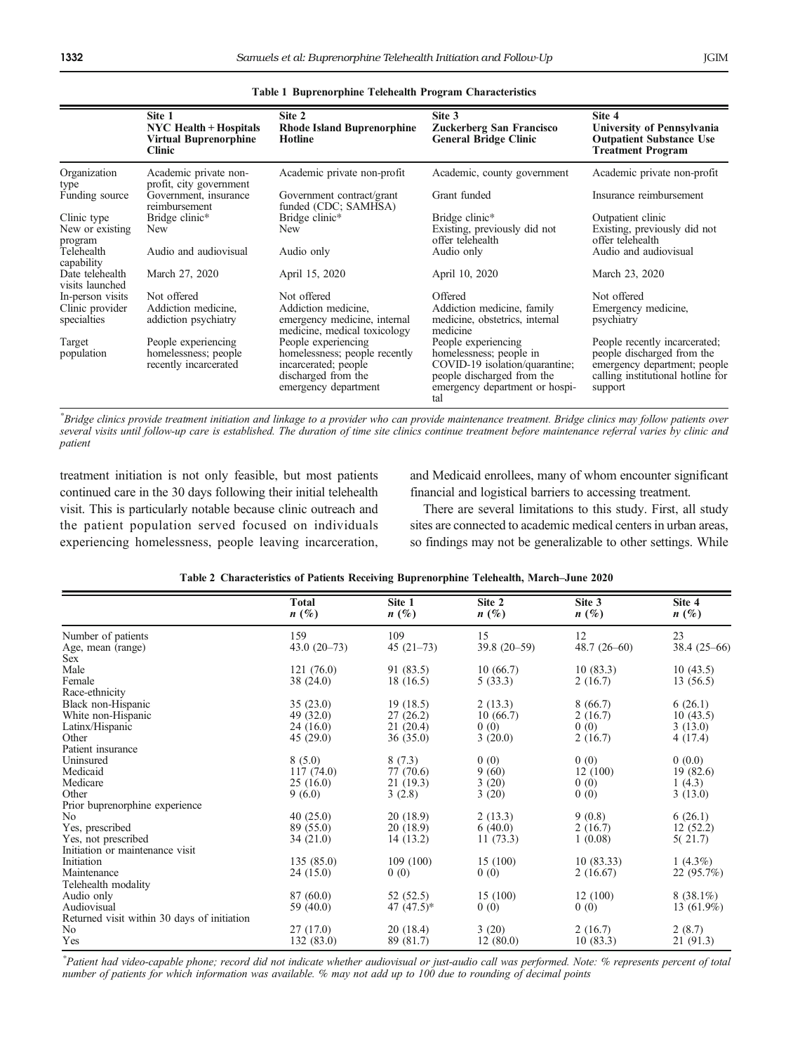**Table 1 Buprenorphine Telehealth Program Characteristics**

| | Site 1 NYC Health + Hospitals Virtual Buprenorphine Clinic | Site 2 Rhode Island Buprenorphine Hotline | Site 3 Zuckerberg San Francisco General Bridge Clinic | Site 4 University of Pennsylvania Outpatient Substance Use Treatment Program |
|---|---|---|---|---|
| Organization type | Academic private non-profit, city government | Academic private non-profit | Academic, county government | Academic private non-profit |
| Funding source | Government, insurance reimbursement | Government contract/grant funded (CDC; SAMHSA) | Grant funded | Insurance reimbursement |
| Clinic type | Bridge clinic* | Bridge clinic* | Bridge clinic* | Outpatient clinic |
| New or existing program | New | New | Existing, previously did not offer telehealth | Existing, previously did not offer telehealth |
| Telehealth capability | Audio and audiovisual | Audio only | Audio only | Audio and audiovisual |
| Date telehealth visits launched | March 27, 2020 | April 15, 2020 | April 10, 2020 | March 23, 2020 |
| In-person visits | Not offered | Not offered | Offered | Not offered |
| Clinic provider specialties | Addiction medicine, addiction psychiatry | Addiction medicine, emergency medicine, internal medicine, medical toxicology | Addiction medicine, family medicine, obstetrics, internal medicine | Emergency medicine, psychiatry |
| Target population | People experiencing homelessness; people recently incarcerated | People experiencing homelessness; people recently incarcerated; people discharged from the emergency department | People experiencing homelessness; people in COVID-19 isolation/quarantine; people discharged from the emergency department or hospital | People recently incarcerated; people discharged from the emergency department; people calling institutional hotline for support |

*Bridge clinics provide treatment initiation and linkage to a provider who can provide maintenance treatment. Bridge clinics may follow patients over several visits until follow-up care is established. The duration of time site clinics continue treatment before maintenance referral varies by clinic and patient*

treatment initiation is not only feasible, but most patients continued care in the 30 days following their initial telehealth visit. This is particularly notable because clinic outreach and the patient population served focused on individuals experiencing homelessness, people leaving incarceration, and Medicaid enrollees, many of whom encounter significant financial and logistical barriers to accessing treatment.

There are several limitations to this study. First, all study sites are connected to academic medical centers in urban areas, so findings may not be generalizable to other settings. While

**Table 2 Characteristics of Patients Receiving Buprenorphine Telehealth, March–June 2020**

| | Total n (%) | Site 1 n (%) | Site 2 n (%) | Site 3 n (%) | Site 4 n (%) |
|---|---|---|---|---|---|
| Number of patients | 159 | 109 | 15 | 12 | 23 |
| Age, mean (range) | 43.0 (20–73) | 45 (21–73) | 39.8 (20–59) | 48.7 (26–60) | 38.4 (25–66) |
| Sex | | | | | |
| Male | 121 (76.0) | 91 (83.5) | 10 (66.7) | 10 (83.3) | 10 (43.5) |
| Female | 38 (24.0) | 18 (16.5) | 5 (33.3) | 2 (16.7) | 13 (56.5) |
| Race-ethnicity | | | | | |
| Black non-Hispanic | 35 (23.0) | 19 (18.5) | 2 (13.3) | 8 (66.7) | 6 (26.1) |
| White non-Hispanic | 49 (32.0) | 27 (26.2) | 10 (66.7) | 2 (16.7) | 10 (43.5) |
| Latinx/Hispanic | 24 (16.0) | 21 (20.4) | 0 (0) | 0 (0) | 3 (13.0) |
| Other | 45 (29.0) | 36 (35.0) | 3 (20.0) | 2 (16.7) | 4 (17.4) |
| Patient insurance | | | | | |
| Uninsured | 8 (5.0) | 8 (7.3) | 0 (0) | 0 (0) | 0 (0.0) |
| Medicaid | 117 (74.0) | 77 (70.6) | 9 (60) | 12 (100) | 19 (82.6) |
| Medicare | 25 (16.0) | 21 (19.3) | 3 (20) | 0 (0) | 1 (4.3) |
| Other | 9 (6.0) | 3 (2.8) | 3 (20) | 0 (0) | 3 (13.0) |
| Prior buprenorphine experience | | | | | |
| No | 40 (25.0) | 20 (18.9) | 2 (13.3) | 9 (0.8) | 6 (26.1) |
| Yes, prescribed | 89 (55.0) | 20 (18.9) | 6 (40.0) | 2 (16.7) | 12 (52.2) |
| Yes, not prescribed | 34 (21.0) | 14 (13.2) | 11 (73.3) | 1 (0.08) | 5( 21.7) |
| Initiation or maintenance visit | | | | | |
| Initiation | 135 (85.0) | 109 (100) | 15 (100) | 10 (83.33) | 1 (4.3%) |
| Maintenance | 24 (15.0) | 0 (0) | 0 (0) | 2 (16.67) | 22 (95.7%) |
| Telehealth modality | | | | | |
| Audio only | 87 (60.0) | 52 (52.5) | 15 (100) | 12 (100) | 8 (38.1%) |
| Audiovisual | 59 (40.0) | 47 (47.5)* | 0 (0) | 0 (0) | 13 (61.9%) |
| Returned visit within 30 days of initiation | | | | | |
| No | 27 (17.0) | 20 (18.4) | 3 (20) | 2 (16.7) | 2 (8.7) |
| Yes | 132 (83.0) | 89 (81.7) | 12 (80.0) | 10 (83.3) | 21 (91.3) |

*Patient had video-capable phone; record did not indicate whether audiovisual or just-audio call was performed. Note: % represents percent of total number of patients for which information was available. % may not add up to 100 due to rounding of decimal points*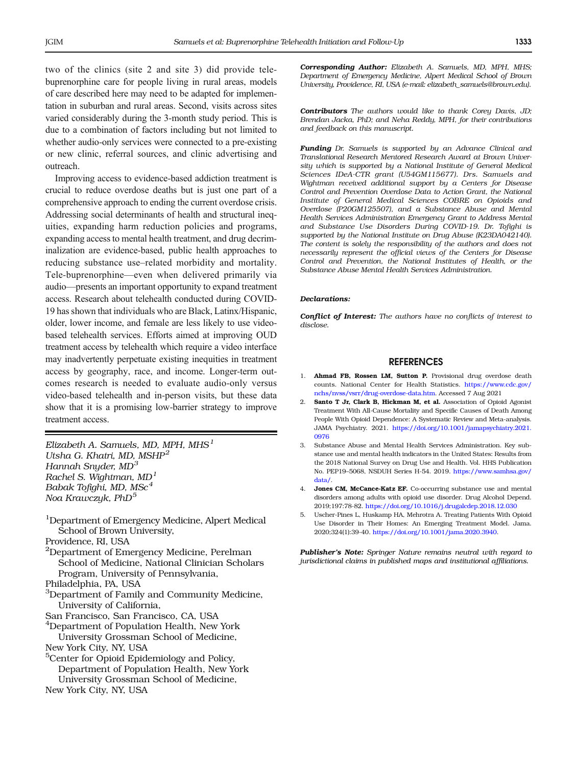two of the clinics (site 2 and site 3) did provide tele-buprenorphine care for people living in rural areas, models of care described here may need to be adapted for implementation in suburban and rural areas. Second, visits across sites varied considerably during the 3-month study period. This is due to a combination of factors including but not limited to whether audio-only services were connected to a pre-existing or new clinic, referral sources, and clinic advertising and outreach.

Improving access to evidence-based addiction treatment is crucial to reduce overdose deaths but is just one part of a comprehensive approach to ending the current overdose crisis. Addressing social determinants of health and structural inequities, expanding harm reduction policies and programs, expanding access to mental health treatment, and drug decriminalization are evidence-based, public health approaches to reducing substance use–related morbidity and mortality. Tele-buprenorphine—even when delivered primarily via audio—presents an important opportunity to expand treatment access. Research about telehealth conducted during COVID-19 has shown that individuals who are Black, Latinx/Hispanic, older, lower income, and female are less likely to use video-based telehealth services. Efforts aimed at improving OUD treatment access by telehealth which require a video interface may inadvertently perpetuate existing inequities in treatment access by geography, race, and income. Longer-term outcomes research is needed to evaluate audio-only versus video-based telehealth and in-person visits, but these data show that it is a promising low-barrier strategy to improve treatment access.

*Elizabeth A. Samuels, MD, MPH, MHS*[1]
*Utsha G. Khatri, MD, MSHP*[2]
*Hannah Snyder, MD*[3]
*Rachel S. Wightman, MD*[1]
*Babak Tofighi, MD, MSc*[4]
*Noa Krawczyk, PhD*[5]

[1]Department of Emergency Medicine, Alpert Medical School of Brown University, Providence, RI, USA
[2]Department of Emergency Medicine, Perelman School of Medicine, National Clinician Scholars Program, University of Pennsylvania, Philadelphia, PA, USA
[3]Department of Family and Community Medicine, University of California, San Francisco, San Francisco, CA, USA
[4]Department of Population Health, New York University Grossman School of Medicine, New York City, NY, USA
[5]Center for Opioid Epidemiology and Policy, Department of Population Health, New York University Grossman School of Medicine, New York City, NY, USA

***Corresponding Author:*** *Elizabeth A. Samuels, MD, MPH, MHS; Department of Emergency Medicine, Alpert Medical School of Brown University, Providence, RI, USA (e-mail: elizabeth_samuels@brown.edu).*

***Contributors*** *The authors would like to thank Corey Davis, JD; Brendan Jacka, PhD; and Neha Reddy, MPH, for their contributions and feedback on this manuscript.*

***Funding*** *Dr. Samuels is supported by an Advance Clinical and Translational Research Mentored Research Award at Brown University which is supported by a National Institute of General Medical Sciences IDeA-CTR grant (U54GM115677). Drs. Samuels and Wightman received additional support by a Centers for Disease Control and Prevention Overdose Data to Action Grant, the National Institute of General Medical Sciences COBRE on Opioids and Overdose (P20GM125507), and a Substance Abuse and Mental Health Services Administration Emergency Grant to Address Mental and Substance Use Disorders During COVID-19. Dr. Tofighi is supported by the National Institute on Drug Abuse (K23DA042140). The content is solely the responsibility of the authors and does not necessarily represent the official views of the Centers for Disease Control and Prevention, the National Institutes of Health, or the Substance Abuse Mental Health Services Administration.*

***Declarations:***

***Conflict of Interest:*** *The authors have no conflicts of interest to disclose.*

## REFERENCES

1. **Ahmad FB, Rossen LM, Sutton P.** Provisional drug overdose death counts. National Center for Health Statistics. https://www.cdc.gov/nchs/nvss/vsrr/drug-overdose-data.htm. Accessed 7 Aug 2021
2. **Santo T Jr, Clark B, Hickman M, et al.** Association of Opioid Agonist Treatment With All-Cause Mortality and Specific Causes of Death Among People With Opioid Dependence: A Systematic Review and Meta-analysis. JAMA Psychiatry. 2021. https://doi.org/10.1001/jamapsychiatry.2021.0976
3. Substance Abuse and Mental Health Services Administration. Key substance use and mental health indicators in the United States: Results from the 2018 National Survey on Drug Use and Health. Vol. HHS Publication No. PEP19–5068, NSDUH Series H-54. 2019. https://www.samhsa.gov/data/.
4. **Jones CM, McCance-Katz EF.** Co-occurring substance use and mental disorders among adults with opioid use disorder. Drug Alcohol Depend. 2019;197:78-82. https://doi.org/10.1016/j.drugalcdep.2018.12.030
5. Uscher-Pines L, Huskamp HA, Mehrotra A. Treating Patients With Opioid Use Disorder in Their Homes: An Emerging Treatment Model. Jama. 2020;324(1):39-40. https://doi.org/10.1001/jama.2020.3940.

***Publisher's Note:*** *Springer Nature remains neutral with regard to jurisdictional claims in published maps and institutional affiliations.*